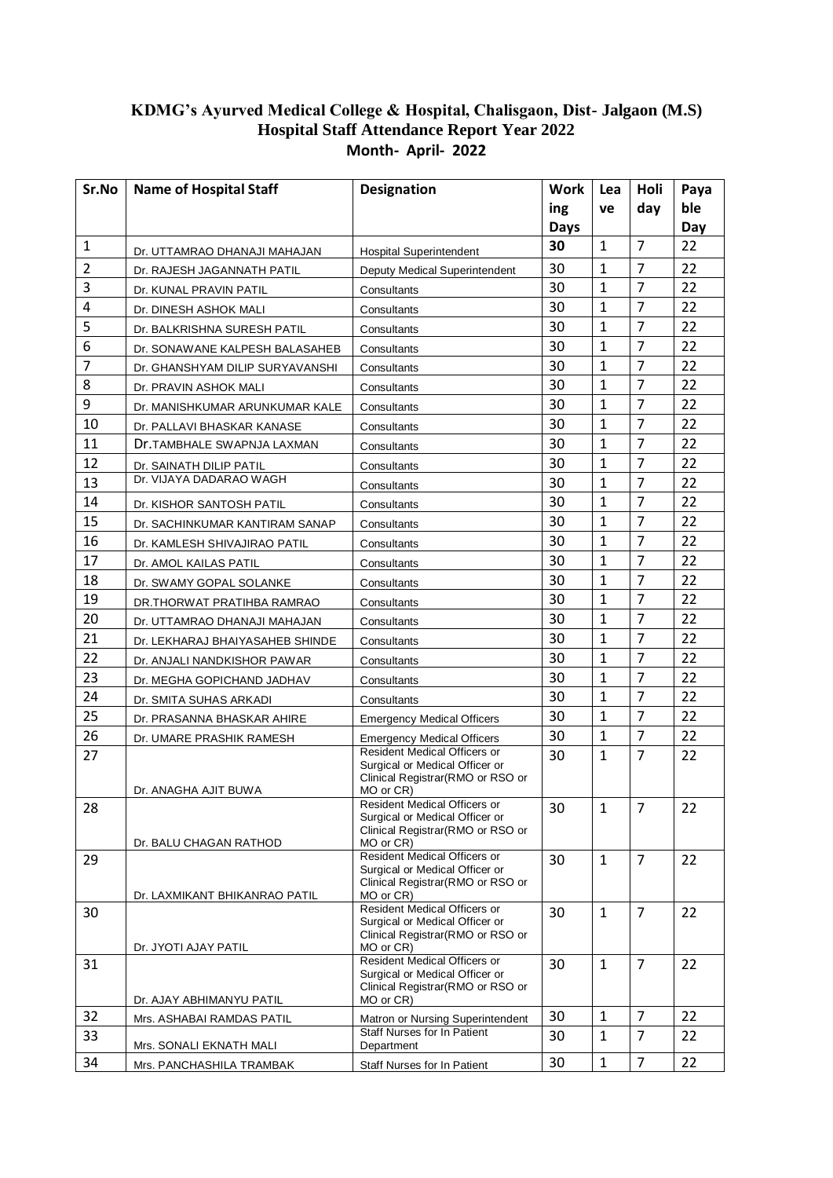# KDMG's Ayurved Medical College & Hospital, Chalisgaon, Dist- Jalgaon (M.S)
## Hospital Staff Attendance Report Year 2022
### Month- April- 2022

| Sr.No | Name of Hospital Staff | Designation | Working Days | Leave | Holiday | Payable Day |
|---|---|---|---|---|---|---|
| 1 | Dr. UTTAMRAO DHANAJI MAHAJAN | Hospital Superintendent | **30** | 1 | 7 | 22 |
| 2 | Dr. RAJESH JAGANNATH PATIL | Deputy Medical Superintendent | 30 | 1 | 7 | 22 |
| 3 | Dr. KUNAL PRAVIN PATIL | Consultants | 30 | 1 | 7 | 22 |
| 4 | Dr. DINESH ASHOK MALI | Consultants | 30 | 1 | 7 | 22 |
| 5 | Dr. BALKRISHNA SURESH PATIL | Consultants | 30 | 1 | 7 | 22 |
| 6 | Dr. SONAWANE KALPESH BALASAHEB | Consultants | 30 | 1 | 7 | 22 |
| 7 | Dr. GHANSHYAM DILIP SURYAVANSHI | Consultants | 30 | 1 | 7 | 22 |
| 8 | Dr. PRAVIN ASHOK MALI | Consultants | 30 | 1 | 7 | 22 |
| 9 | Dr. MANISHKUMAR ARUNKUMAR KALE | Consultants | 30 | 1 | 7 | 22 |
| 10 | Dr. PALLAVI BHASKAR KANASE | Consultants | 30 | 1 | 7 | 22 |
| 11 | Dr.TAMBHALE SWAPNJA LAXMAN | Consultants | 30 | 1 | 7 | 22 |
| 12 | Dr. SAINATH DILIP PATIL | Consultants | 30 | 1 | 7 | 22 |
| 13 | Dr. VIJAYA DADARAO WAGH | Consultants | 30 | 1 | 7 | 22 |
| 14 | Dr. KISHOR SANTOSH PATIL | Consultants | 30 | 1 | 7 | 22 |
| 15 | Dr. SACHINKUMAR KANTIRAM SANAP | Consultants | 30 | 1 | 7 | 22 |
| 16 | Dr. KAMLESH SHIVAJIRAO PATIL | Consultants | 30 | 1 | 7 | 22 |
| 17 | Dr. AMOL KAILAS PATIL | Consultants | 30 | 1 | 7 | 22 |
| 18 | Dr. SWAMY GOPAL SOLANKE | Consultants | 30 | 1 | 7 | 22 |
| 19 | DR.THORWAT PRATIHBA RAMRAO | Consultants | 30 | 1 | 7 | 22 |
| 20 | Dr. UTTAMRAO DHANAJI MAHAJAN | Consultants | 30 | 1 | 7 | 22 |
| 21 | Dr. LEKHARAJ BHAIYASAHEB SHINDE | Consultants | 30 | 1 | 7 | 22 |
| 22 | Dr. ANJALI NANDKISHOR PAWAR | Consultants | 30 | 1 | 7 | 22 |
| 23 | Dr. MEGHA GOPICHAND JADHAV | Consultants | 30 | 1 | 7 | 22 |
| 24 | Dr. SMITA SUHAS ARKADI | Consultants | 30 | 1 | 7 | 22 |
| 25 | Dr. PRASANNA BHASKAR AHIRE | Emergency Medical Officers | 30 | 1 | 7 | 22 |
| 26 | Dr. UMARE PRASHIK RAMESH | Emergency Medical Officers | 30 | 1 | 7 | 22 |
| 27 | Dr. ANAGHA AJIT BUWA | Resident Medical Officers or Surgical or Medical Officer or Clinical Registrar(RMO or RSO or MO or CR) | 30 | 1 | 7 | 22 |
| 28 | Dr. BALU CHAGAN RATHOD | Resident Medical Officers or Surgical or Medical Officer or Clinical Registrar(RMO or RSO or MO or CR) | 30 | 1 | 7 | 22 |
| 29 | Dr. LAXMIKANT BHIKANRAO PATIL | Resident Medical Officers or Surgical or Medical Officer or Clinical Registrar(RMO or RSO or MO or CR) | 30 | 1 | 7 | 22 |
| 30 | Dr. JYOTI AJAY PATIL | Resident Medical Officers or Surgical or Medical Officer or Clinical Registrar(RMO or RSO or MO or CR) | 30 | 1 | 7 | 22 |
| 31 | Dr. AJAY ABHIMANYU PATIL | Resident Medical Officers or Surgical or Medical Officer or Clinical Registrar(RMO or RSO or MO or CR) | 30 | 1 | 7 | 22 |
| 32 | Mrs. ASHABAI RAMDAS PATIL | Matron or Nursing Superintendent | 30 | 1 | 7 | 22 |
| 33 | Mrs. SONALI EKNATH MALI | Staff Nurses for In Patient Department | 30 | 1 | 7 | 22 |
| 34 | Mrs. PANCHASHILA TRAMBAK | Staff Nurses for In Patient | 30 | 1 | 7 | 22 |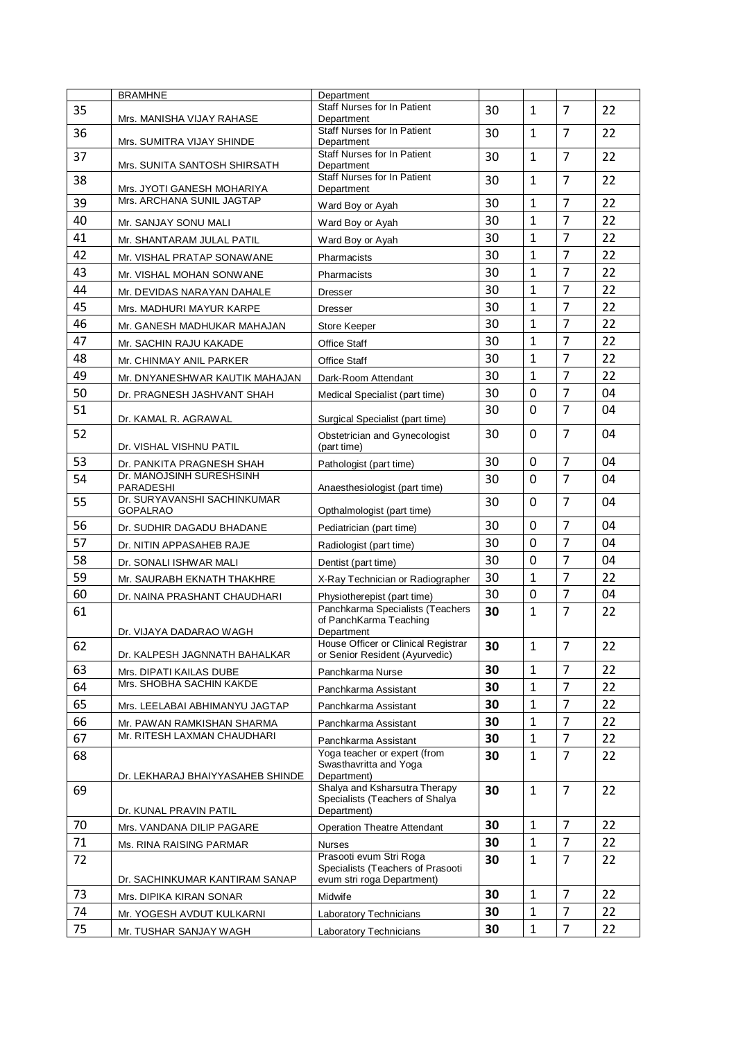|  | BRAMHNE | Department |  |  |  |  |
|---|---|---|---|---|---|---|
| 35 | Mrs. MANISHA VIJAY RAHASE | Staff Nurses for In Patient Department | 30 | 1 | 7 | 22 |
| 36 | Mrs. SUMITRA VIJAY SHINDE | Staff Nurses for In Patient Department | 30 | 1 | 7 | 22 |
| 37 | Mrs. SUNITA SANTOSH SHIRSATH | Staff Nurses for In Patient Department | 30 | 1 | 7 | 22 |
| 38 | Mrs. JYOTI GANESH MOHARIYA | Staff Nurses for In Patient Department | 30 | 1 | 7 | 22 |
| 39 | Mrs. ARCHANA SUNIL JAGTAP | Ward Boy or Ayah | 30 | 1 | 7 | 22 |
| 40 | Mr. SANJAY SONU MALI | Ward Boy or Ayah | 30 | 1 | 7 | 22 |
| 41 | Mr. SHANTARAM JULAL PATIL | Ward Boy or Ayah | 30 | 1 | 7 | 22 |
| 42 | Mr. VISHAL PRATAP SONAWANE | Pharmacists | 30 | 1 | 7 | 22 |
| 43 | Mr. VISHAL MOHAN SONWANE | Pharmacists | 30 | 1 | 7 | 22 |
| 44 | Mr. DEVIDAS NARAYAN DAHALE | Dresser | 30 | 1 | 7 | 22 |
| 45 | Mrs. MADHURI MAYUR KARPE | Dresser | 30 | 1 | 7 | 22 |
| 46 | Mr. GANESH MADHUKAR MAHAJAN | Store Keeper | 30 | 1 | 7 | 22 |
| 47 | Mr. SACHIN RAJU KAKADE | Office Staff | 30 | 1 | 7 | 22 |
| 48 | Mr. CHINMAY ANIL PARKER | Office Staff | 30 | 1 | 7 | 22 |
| 49 | Mr. DNYANESHWAR KAUTIK MAHAJAN | Dark-Room Attendant | 30 | 1 | 7 | 22 |
| 50 | Dr. PRAGNESH JASHVANT SHAH | Medical Specialist (part time) | 30 | 0 | 7 | 04 |
| 51 | Dr. KAMAL R. AGRAWAL | Surgical Specialist (part time) | 30 | 0 | 7 | 04 |
| 52 | Dr. VISHAL VISHNU PATIL | Obstetrician and Gynecologist (part time) | 30 | 0 | 7 | 04 |
| 53 | Dr. PANKITA PRAGNESH SHAH | Pathologist (part time) | 30 | 0 | 7 | 04 |
| 54 | Dr. MANOJSINH SURESHSINH PARADESHI | Anaesthesiologist (part time) | 30 | 0 | 7 | 04 |
| 55 | Dr. SURYAVANSHI SACHINKUMAR GOPALRAO | Opthalmologist (part time) | 30 | 0 | 7 | 04 |
| 56 | Dr. SUDHIR DAGADU BHADANE | Pediatrician (part time) | 30 | 0 | 7 | 04 |
| 57 | Dr. NITIN APPASAHEB RAJE | Radiologist (part time) | 30 | 0 | 7 | 04 |
| 58 | Dr. SONALI ISHWAR MALI | Dentist (part time) | 30 | 0 | 7 | 04 |
| 59 | Mr. SAURABH EKNATH THAKHRE | X-Ray Technician or Radiographer | 30 | 1 | 7 | 22 |
| 60 | Dr. NAINA PRASHANT CHAUDHARI | Physiotherepist (part time) | 30 | 0 | 7 | 04 |
| 61 | Dr. VIJAYA DADARAO WAGH | Panchkarma Specialists (Teachers of PanchKarma Teaching Department | 30 | 1 | 7 | 22 |
| 62 | Dr. KALPESH JAGNNATH BAHALKAR | House Officer or Clinical Registrar or Senior Resident (Ayurvedic) | 30 | 1 | 7 | 22 |
| 63 | Mrs. DIPATI KAILAS DUBE | Panchkarma Nurse | 30 | 1 | 7 | 22 |
| 64 | Mrs. SHOBHA SACHIN KAKDE | Panchkarma Assistant | 30 | 1 | 7 | 22 |
| 65 | Mrs. LEELABAI ABHIMANYU JAGTAP | Panchkarma Assistant | 30 | 1 | 7 | 22 |
| 66 | Mr. PAWAN RAMKISHAN SHARMA | Panchkarma Assistant | 30 | 1 | 7 | 22 |
| 67 | Mr. RITESH LAXMAN CHAUDHARI | Panchkarma Assistant | 30 | 1 | 7 | 22 |
| 68 | Dr. LEKHARAJ BHAIYYASAHEB SHINDE | Yoga teacher or expert (from Swasthavritta and Yoga Department) | 30 | 1 | 7 | 22 |
| 69 | Dr. KUNAL PRAVIN PATIL | Shalya and Ksharsutra Therapy Specialists (Teachers of Shalya Department) | 30 | 1 | 7 | 22 |
| 70 | Mrs. VANDANA DILIP PAGARE | Operation Theatre Attendant | 30 | 1 | 7 | 22 |
| 71 | Ms. RINA RAISING PARMAR | Nurses | 30 | 1 | 7 | 22 |
| 72 | Dr. SACHINKUMAR KANTIRAM SANAP | Prasooti evum Stri Roga Specialists (Teachers of Prasooti evum stri roga Department) | 30 | 1 | 7 | 22 |
| 73 | Mrs. DIPIKA KIRAN SONAR | Midwife | 30 | 1 | 7 | 22 |
| 74 | Mr. YOGESH AVDUT KULKARNI | Laboratory Technicians | 30 | 1 | 7 | 22 |
| 75 | Mr. TUSHAR SANJAY WAGH | Laboratory Technicians | 30 | 1 | 7 | 22 |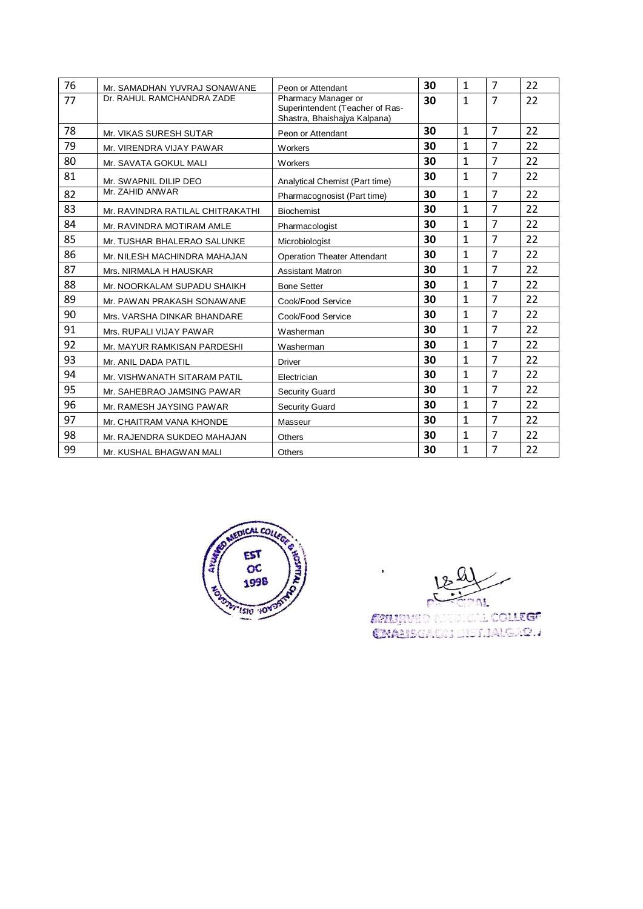| | | | | | | |
|---|---|---|---|---|---|---|
| 76 | Mr. SAMADHAN YUVRAJ SONAWANE | Peon or Attendant | **30** | 1 | 7 | 22 |
| 77 | Dr. RAHUL RAMCHANDRA ZADE | Pharmacy Manager or Superintendent (Teacher of Ras-Shastra, Bhaishajya Kalpana) | **30** | 1 | 7 | 22 |
| 78 | Mr. VIKAS SURESH SUTAR | Peon or Attendant | **30** | 1 | 7 | 22 |
| 79 | Mr. VIRENDRA VIJAY PAWAR | Workers | **30** | 1 | 7 | 22 |
| 80 | Mr. SAVATA GOKUL MALI | Workers | **30** | 1 | 7 | 22 |
| 81 | Mr. SWAPNIL DILIP DEO | Analytical Chemist (Part time) | **30** | 1 | 7 | 22 |
| 82 | Mr. ZAHID ANWAR | Pharmacognosist (Part time) | **30** | 1 | 7 | 22 |
| 83 | Mr. RAVINDRA RATILAL CHITRAKATHI | Biochemist | **30** | 1 | 7 | 22 |
| 84 | Mr. RAVINDRA MOTIRAM AMLE | Pharmacologist | **30** | 1 | 7 | 22 |
| 85 | Mr. TUSHAR BHALERAO SALUNKE | Microbiologist | **30** | 1 | 7 | 22 |
| 86 | Mr. NILESH MACHINDRA MAHAJAN | Operation Theater Attendant | **30** | 1 | 7 | 22 |
| 87 | Mrs. NIRMALA H HAUSKAR | Assistant Matron | **30** | 1 | 7 | 22 |
| 88 | Mr. NOORKALAM SUPADU SHAIKH | Bone Setter | **30** | 1 | 7 | 22 |
| 89 | Mr. PAWAN PRAKASH SONAWANE | Cook/Food Service | **30** | 1 | 7 | 22 |
| 90 | Mrs. VARSHA DINKAR BHANDARE | Cook/Food Service | **30** | 1 | 7 | 22 |
| 91 | Mrs. RUPALI VIJAY PAWAR | Washerman | **30** | 1 | 7 | 22 |
| 92 | Mr. MAYUR RAMKISAN PARDESHI | Washerman | **30** | 1 | 7 | 22 |
| 93 | Mr. ANIL DADA PATIL | Driver | **30** | 1 | 7 | 22 |
| 94 | Mr. VISHWANATH SITARAM PATIL | Electrician | **30** | 1 | 7 | 22 |
| 95 | Mr. SAHEBRAO JAMSING PAWAR | Security Guard | **30** | 1 | 7 | 22 |
| 96 | Mr. RAMESH JAYSING PAWAR | Security Guard | **30** | 1 | 7 | 22 |
| 97 | Mr. CHAITRAM VANA KHONDE | Masseur | **30** | 1 | 7 | 22 |
| 98 | Mr. RAJENDRA SUKDEO MAHAJAN | Others | **30** | 1 | 7 | 22 |
| 99 | Mr. KUSHAL BHAGWAN MALI | Others | **30** | 1 | 7 | 22 |

AYURVED MEDICAL COLLEGE & HOSPITAL CHALISGAON DIST. JALGAON
EST OC 1998

PRINCIPAL
AYURVED MEDICAL COLLEGE
CHALISGAON DIST.JALGAON